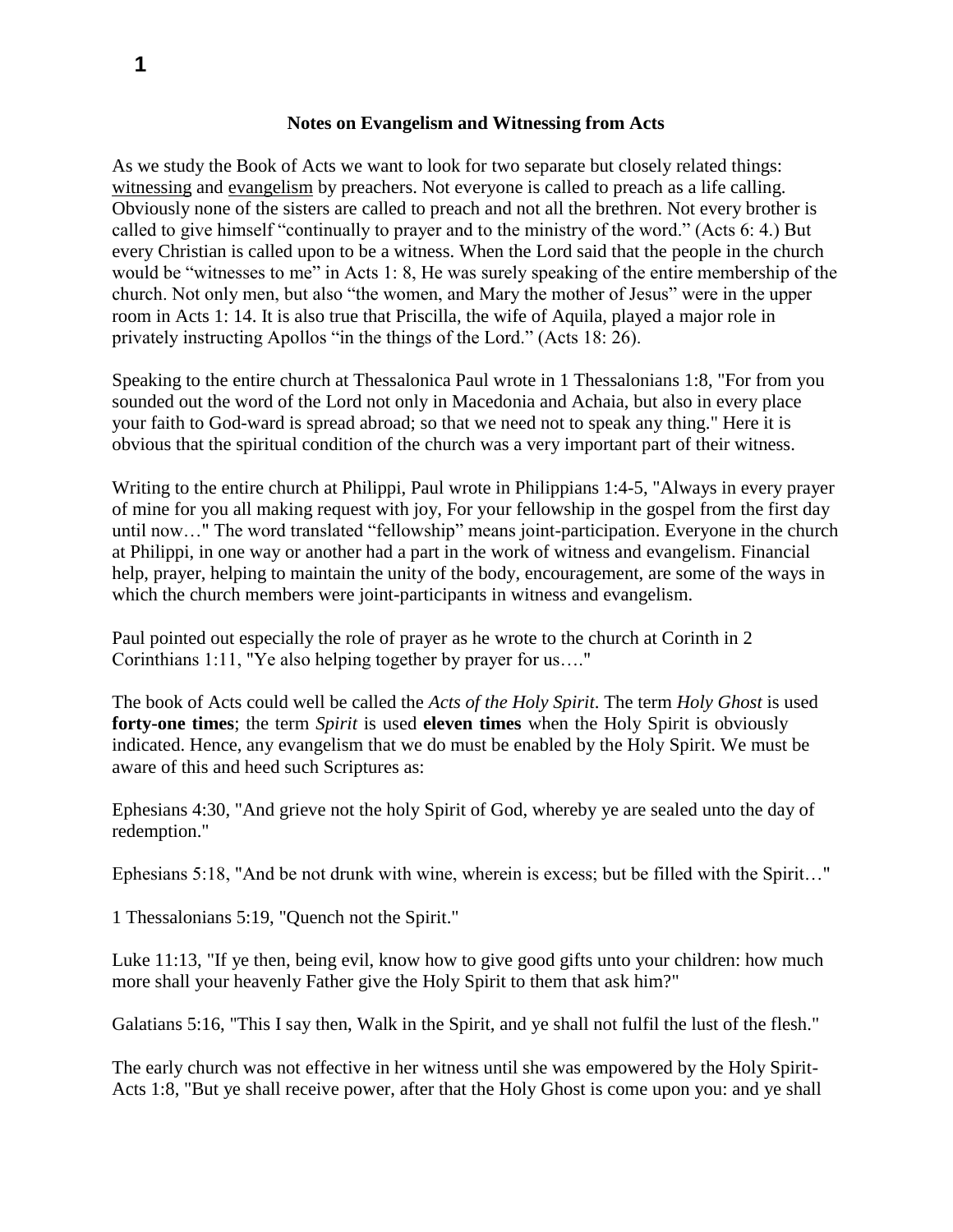**Notes on Evangelism and Witnessing from Acts**

As we study the Book of Acts we want to look for two separate but closely related things: witnessing and evangelism by preachers. Not everyone is called to preach as a life calling. Obviously none of the sisters are called to preach and not all the brethren. Not every brother is called to give himself "continually to prayer and to the ministry of the word." (Acts 6: 4.) But every Christian is called upon to be a witness. When the Lord said that the people in the church would be "witnesses to me" in Acts 1: 8, He was surely speaking of the entire membership of the church. Not only men, but also "the women, and Mary the mother of Jesus" were in the upper room in Acts 1: 14. It is also true that Priscilla, the wife of Aquila, played a major role in privately instructing Apollos "in the things of the Lord." (Acts 18: 26).

Speaking to the entire church at Thessalonica Paul wrote in 1 Thessalonians 1:8, "For from you sounded out the word of the Lord not only in Macedonia and Achaia, but also in every place your faith to God-ward is spread abroad; so that we need not to speak any thing." Here it is obvious that the spiritual condition of the church was a very important part of their witness.

Writing to the entire church at Philippi, Paul wrote in Philippians 1:4-5, "Always in every prayer of mine for you all making request with joy, For your fellowship in the gospel from the first day until now…" The word translated "fellowship" means joint-participation. Everyone in the church at Philippi, in one way or another had a part in the work of witness and evangelism. Financial help, prayer, helping to maintain the unity of the body, encouragement, are some of the ways in which the church members were joint-participants in witness and evangelism.

Paul pointed out especially the role of prayer as he wrote to the church at Corinth in 2 Corinthians 1:11, "Ye also helping together by prayer for us…."

The book of Acts could well be called the *Acts of the Holy Spirit*. The term *Holy Ghost* is used **forty-one times**; the term *Spirit* is used **eleven times** when the Holy Spirit is obviously indicated. Hence, any evangelism that we do must be enabled by the Holy Spirit. We must be aware of this and heed such Scriptures as:

Ephesians 4:30, "And grieve not the holy Spirit of God, whereby ye are sealed unto the day of redemption."

Ephesians 5:18, "And be not drunk with wine, wherein is excess; but be filled with the Spirit…"

1 Thessalonians 5:19, "Quench not the Spirit."

Luke 11:13, "If ye then, being evil, know how to give good gifts unto your children: how much more shall your heavenly Father give the Holy Spirit to them that ask him?"

Galatians 5:16, "This I say then, Walk in the Spirit, and ye shall not fulfil the lust of the flesh."

The early church was not effective in her witness until she was empowered by the Holy Spirit- Acts 1:8, "But ye shall receive power, after that the Holy Ghost is come upon you: and ye shall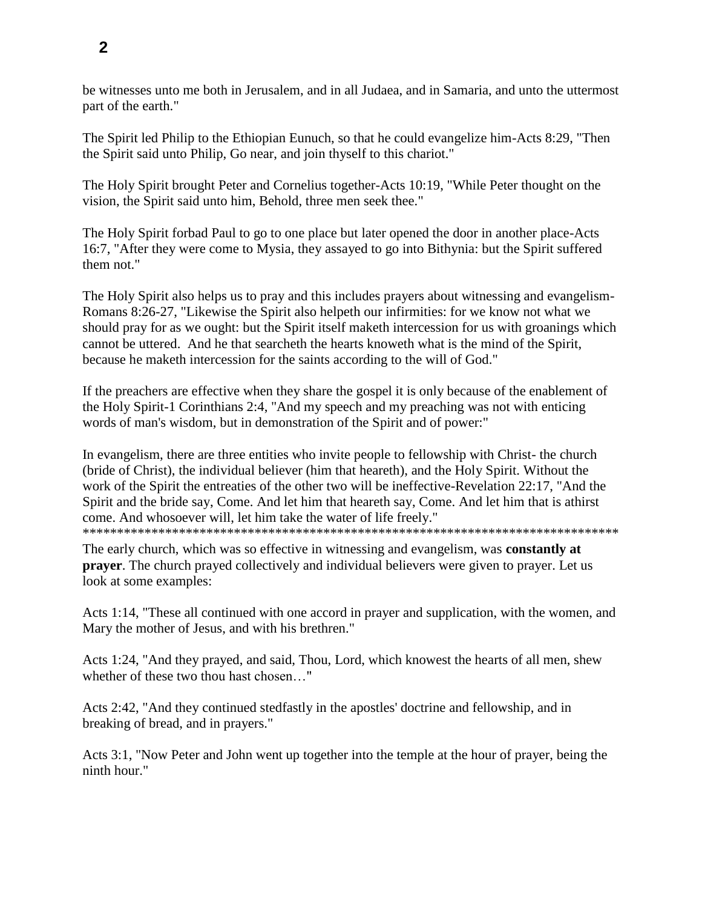be witnesses unto me both in Jerusalem, and in all Judaea, and in Samaria, and unto the uttermost part of the earth."

The Spirit led Philip to the Ethiopian Eunuch, so that he could evangelize him-Acts 8:29, "Then the Spirit said unto Philip, Go near, and join thyself to this chariot."

The Holy Spirit brought Peter and Cornelius together-Acts 10:19, "While Peter thought on the vision, the Spirit said unto him, Behold, three men seek thee."

The Holy Spirit forbad Paul to go to one place but later opened the door in another place-Acts 16:7, "After they were come to Mysia, they assayed to go into Bithynia: but the Spirit suffered them not."

The Holy Spirit also helps us to pray and this includes prayers about witnessing and evangelism-Romans 8:26-27, "Likewise the Spirit also helpeth our infirmities: for we know not what we should pray for as we ought: but the Spirit itself maketh intercession for us with groanings which cannot be uttered.  And he that searcheth the hearts knoweth what is the mind of the Spirit, because he maketh intercession for the saints according to the will of God."

If the preachers are effective when they share the gospel it is only because of the enablement of the Holy Spirit-1 Corinthians 2:4, "And my speech and my preaching was not with enticing words of man's wisdom, but in demonstration of the Spirit and of power:"

In evangelism, there are three entities who invite people to fellowship with Christ- the church (bride of Christ), the individual believer (him that heareth), and the Holy Spirit. Without the work of the Spirit the entreaties of the other two will be ineffective-Revelation 22:17, "And the Spirit and the bride say, Come. And let him that heareth say, Come. And let him that is athirst come. And whosoever will, let him take the water of life freely."
********************************************************************************

The early church, which was so effective in witnessing and evangelism, was **constantly at prayer**. The church prayed collectively and individual believers were given to prayer. Let us look at some examples:

Acts 1:14, "These all continued with one accord in prayer and supplication, with the women, and Mary the mother of Jesus, and with his brethren."

Acts 1:24, "And they prayed, and said, Thou, Lord, which knowest the hearts of all men, shew whether of these two thou hast chosen…"

Acts 2:42, "And they continued stedfastly in the apostles' doctrine and fellowship, and in breaking of bread, and in prayers."

Acts 3:1, "Now Peter and John went up together into the temple at the hour of prayer, being the ninth hour."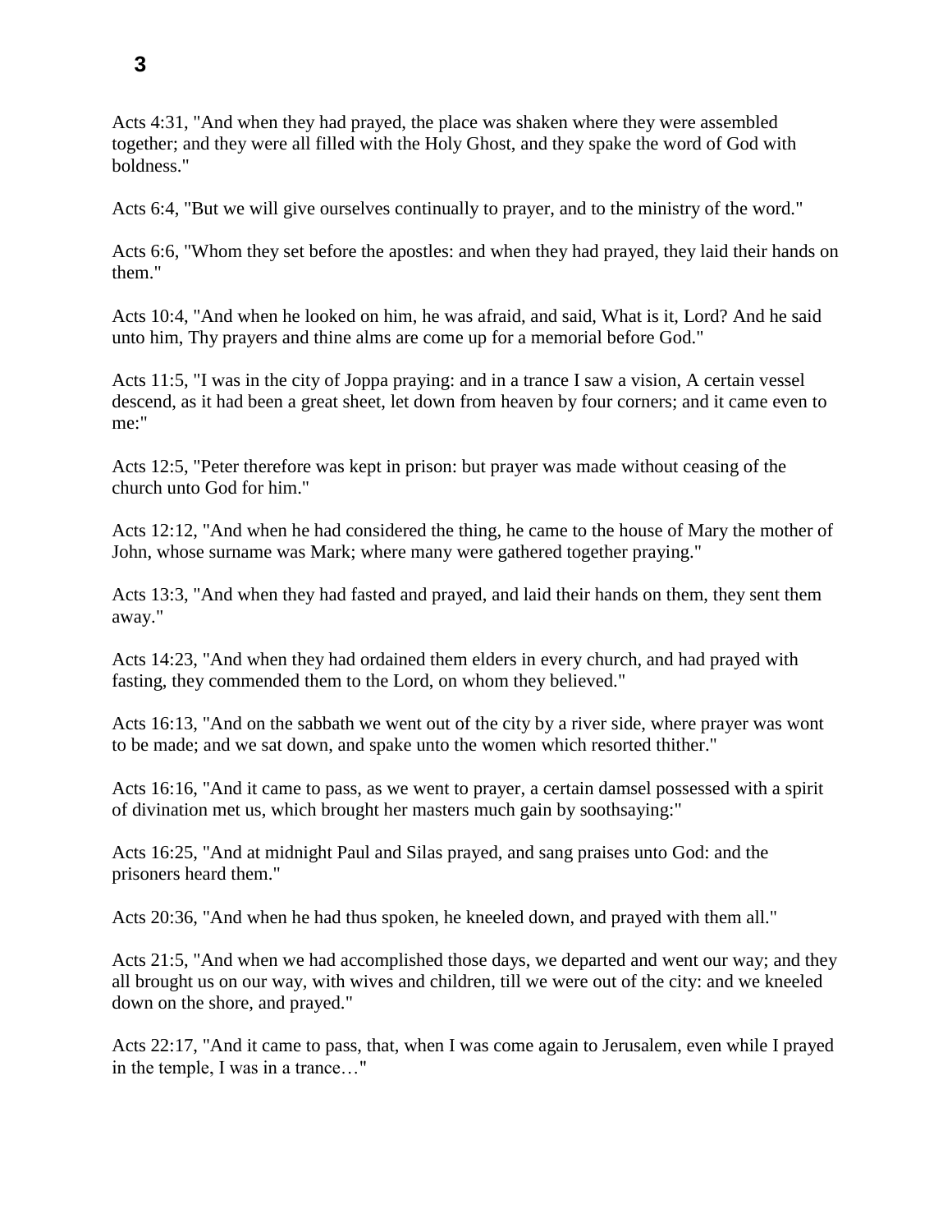Acts 4:31, "And when they had prayed, the place was shaken where they were assembled together; and they were all filled with the Holy Ghost, and they spake the word of God with boldness."

Acts 6:4, "But we will give ourselves continually to prayer, and to the ministry of the word."

Acts 6:6, "Whom they set before the apostles: and when they had prayed, they laid their hands on them."

Acts 10:4, "And when he looked on him, he was afraid, and said, What is it, Lord? And he said unto him, Thy prayers and thine alms are come up for a memorial before God."

Acts 11:5, "I was in the city of Joppa praying: and in a trance I saw a vision, A certain vessel descend, as it had been a great sheet, let down from heaven by four corners; and it came even to me:"

Acts 12:5, "Peter therefore was kept in prison: but prayer was made without ceasing of the church unto God for him."

Acts 12:12, "And when he had considered the thing, he came to the house of Mary the mother of John, whose surname was Mark; where many were gathered together praying."

Acts 13:3, "And when they had fasted and prayed, and laid their hands on them, they sent them away."

Acts 14:23, "And when they had ordained them elders in every church, and had prayed with fasting, they commended them to the Lord, on whom they believed."

Acts 16:13, "And on the sabbath we went out of the city by a river side, where prayer was wont to be made; and we sat down, and spake unto the women which resorted thither."

Acts 16:16, "And it came to pass, as we went to prayer, a certain damsel possessed with a spirit of divination met us, which brought her masters much gain by soothsaying:"

Acts 16:25, "And at midnight Paul and Silas prayed, and sang praises unto God: and the prisoners heard them."

Acts 20:36, "And when he had thus spoken, he kneeled down, and prayed with them all."

Acts 21:5, "And when we had accomplished those days, we departed and went our way; and they all brought us on our way, with wives and children, till we were out of the city: and we kneeled down on the shore, and prayed."

Acts 22:17, "And it came to pass, that, when I was come again to Jerusalem, even while I prayed in the temple, I was in a trance…"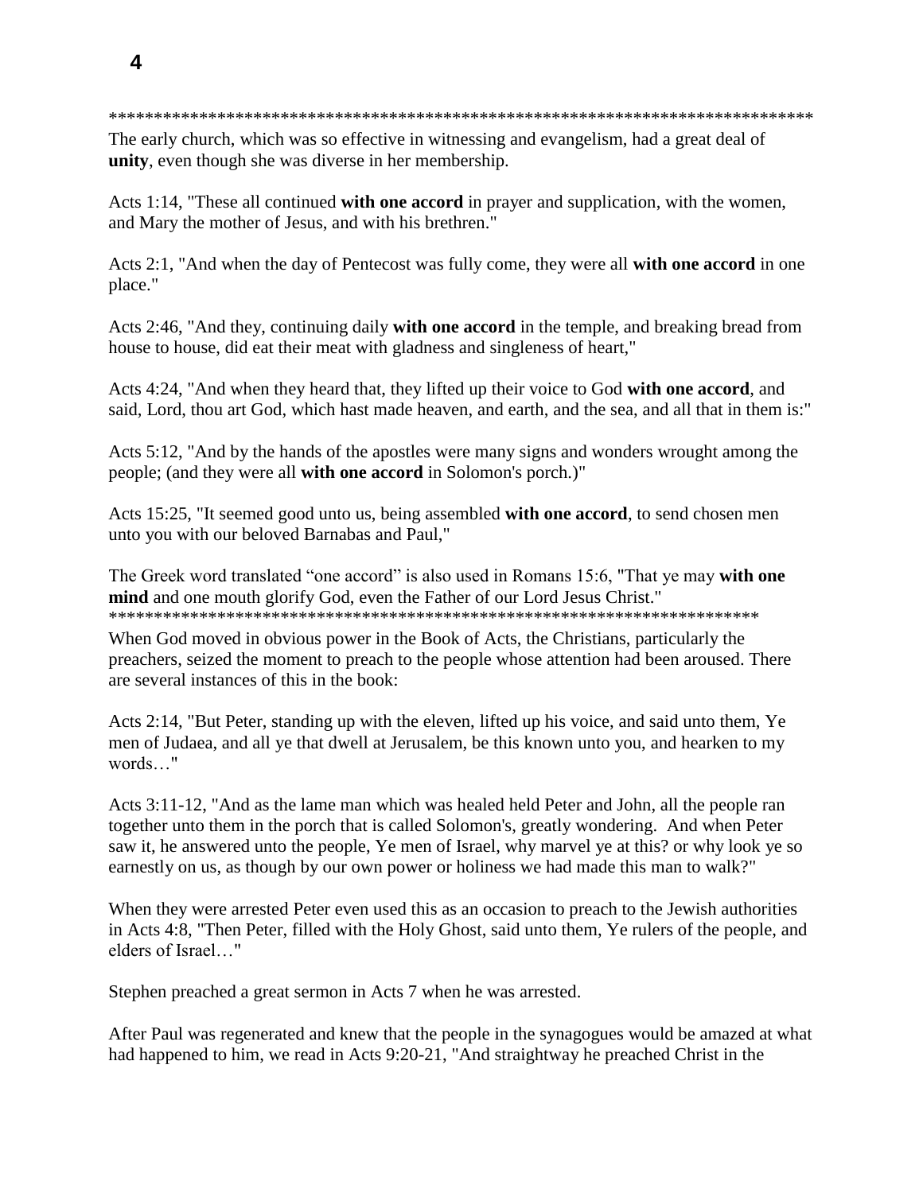*******************************************************************************

The early church, which was so effective in witnessing and evangelism, had a great deal of **unity**, even though she was diverse in her membership.

Acts 1:14, "These all continued **with one accord** in prayer and supplication, with the women, and Mary the mother of Jesus, and with his brethren."

Acts 2:1, "And when the day of Pentecost was fully come, they were all **with one accord** in one place."

Acts 2:46, "And they, continuing daily **with one accord** in the temple, and breaking bread from house to house, did eat their meat with gladness and singleness of heart,"

Acts 4:24, "And when they heard that, they lifted up their voice to God **with one accord**, and said, Lord, thou art God, which hast made heaven, and earth, and the sea, and all that in them is:"

Acts 5:12, "And by the hands of the apostles were many signs and wonders wrought among the people; (and they were all **with one accord** in Solomon's porch.)"

Acts 15:25, "It seemed good unto us, being assembled **with one accord**, to send chosen men unto you with our beloved Barnabas and Paul,"

The Greek word translated "one accord" is also used in Romans 15:6, "That ye may **with one mind** and one mouth glorify God, even the Father of our Lord Jesus Christ."

*************************************************************************

When God moved in obvious power in the Book of Acts, the Christians, particularly the preachers, seized the moment to preach to the people whose attention had been aroused. There are several instances of this in the book:

Acts 2:14, "But Peter, standing up with the eleven, lifted up his voice, and said unto them, Ye men of Judaea, and all ye that dwell at Jerusalem, be this known unto you, and hearken to my words…"

Acts 3:11-12, "And as the lame man which was healed held Peter and John, all the people ran together unto them in the porch that is called Solomon's, greatly wondering. And when Peter saw it, he answered unto the people, Ye men of Israel, why marvel ye at this? or why look ye so earnestly on us, as though by our own power or holiness we had made this man to walk?"

When they were arrested Peter even used this as an occasion to preach to the Jewish authorities in Acts 4:8, "Then Peter, filled with the Holy Ghost, said unto them, Ye rulers of the people, and elders of Israel…"

Stephen preached a great sermon in Acts 7 when he was arrested.

After Paul was regenerated and knew that the people in the synagogues would be amazed at what had happened to him, we read in Acts 9:20-21, "And straightway he preached Christ in the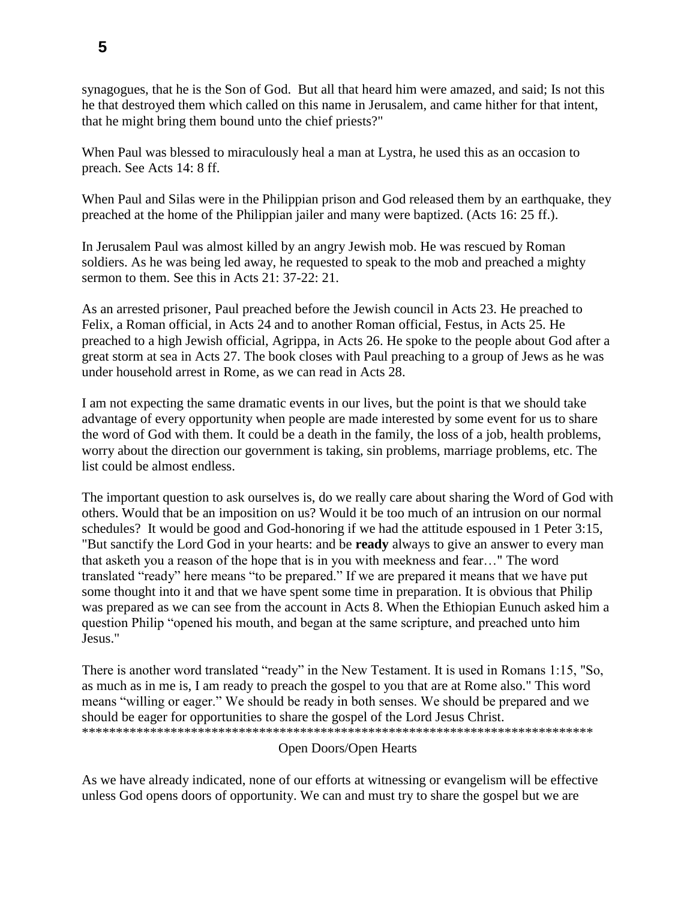synagogues, that he is the Son of God. But all that heard him were amazed, and said; Is not this he that destroyed them which called on this name in Jerusalem, and came hither for that intent, that he might bring them bound unto the chief priests?"

When Paul was blessed to miraculously heal a man at Lystra, he used this as an occasion to preach. See Acts 14: 8 ff.

When Paul and Silas were in the Philippian prison and God released them by an earthquake, they preached at the home of the Philippian jailer and many were baptized. (Acts 16: 25 ff.).

In Jerusalem Paul was almost killed by an angry Jewish mob. He was rescued by Roman soldiers. As he was being led away, he requested to speak to the mob and preached a mighty sermon to them. See this in Acts 21: 37-22: 21.

As an arrested prisoner, Paul preached before the Jewish council in Acts 23. He preached to Felix, a Roman official, in Acts 24 and to another Roman official, Festus, in Acts 25. He preached to a high Jewish official, Agrippa, in Acts 26. He spoke to the people about God after a great storm at sea in Acts 27. The book closes with Paul preaching to a group of Jews as he was under household arrest in Rome, as we can read in Acts 28.

I am not expecting the same dramatic events in our lives, but the point is that we should take advantage of every opportunity when people are made interested by some event for us to share the word of God with them. It could be a death in the family, the loss of a job, health problems, worry about the direction our government is taking, sin problems, marriage problems, etc. The list could be almost endless.

The important question to ask ourselves is, do we really care about sharing the Word of God with others. Would that be an imposition on us? Would it be too much of an intrusion on our normal schedules? It would be good and God-honoring if we had the attitude espoused in 1 Peter 3:15, "But sanctify the Lord God in your hearts: and be **ready** always to give an answer to every man that asketh you a reason of the hope that is in you with meekness and fear…" The word translated "ready" here means "to be prepared." If we are prepared it means that we have put some thought into it and that we have spent some time in preparation. It is obvious that Philip was prepared as we can see from the account in Acts 8. When the Ethiopian Eunuch asked him a question Philip "opened his mouth, and began at the same scripture, and preached unto him Jesus."

There is another word translated "ready" in the New Testament. It is used in Romans 1:15, "So, as much as in me is, I am ready to preach the gospel to you that are at Rome also." This word means "willing or eager." We should be ready in both senses. We should be prepared and we should be eager for opportunities to share the gospel of the Lord Jesus Christ.

******************************************************************************

Open Doors/Open Hearts

As we have already indicated, none of our efforts at witnessing or evangelism will be effective unless God opens doors of opportunity. We can and must try to share the gospel but we are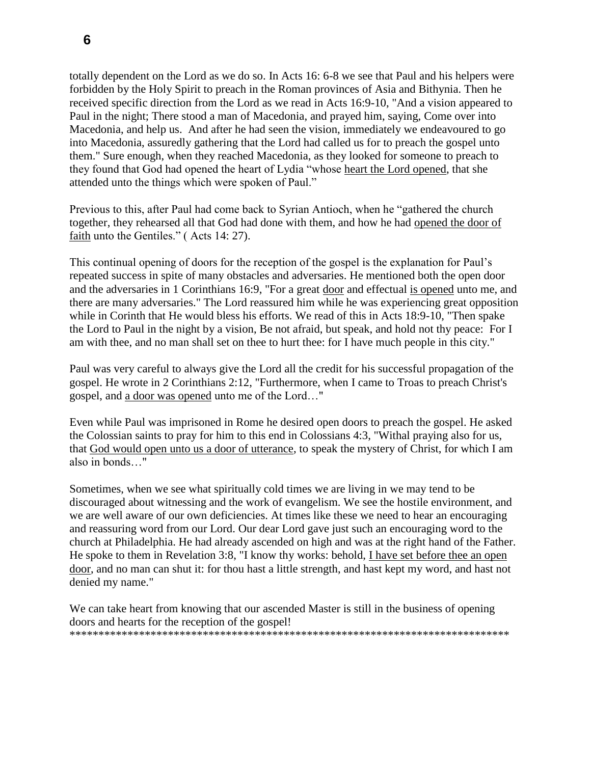totally dependent on the Lord as we do so. In Acts 16: 6-8 we see that Paul and his helpers were forbidden by the Holy Spirit to preach in the Roman provinces of Asia and Bithynia. Then he received specific direction from the Lord as we read in Acts 16:9-10, "And a vision appeared to Paul in the night; There stood a man of Macedonia, and prayed him, saying, Come over into Macedonia, and help us. And after he had seen the vision, immediately we endeavoured to go into Macedonia, assuredly gathering that the Lord had called us for to preach the gospel unto them." Sure enough, when they reached Macedonia, as they looked for someone to preach to they found that God had opened the heart of Lydia "whose <u>heart the Lord opened</u>, that she attended unto the things which were spoken of Paul."

Previous to this, after Paul had come back to Syrian Antioch, when he "gathered the church together, they rehearsed all that God had done with them, and how he had <u>opened the door of faith</u> unto the Gentiles." ( Acts 14: 27).

This continual opening of doors for the reception of the gospel is the explanation for Paul's repeated success in spite of many obstacles and adversaries. He mentioned both the open door and the adversaries in 1 Corinthians 16:9, "For a great <u>door</u> and effectual <u>is opened</u> unto me, and there are many adversaries." The Lord reassured him while he was experiencing great opposition while in Corinth that He would bless his efforts. We read of this in Acts 18:9-10, "Then spake the Lord to Paul in the night by a vision, Be not afraid, but speak, and hold not thy peace: For I am with thee, and no man shall set on thee to hurt thee: for I have much people in this city."

Paul was very careful to always give the Lord all the credit for his successful propagation of the gospel. He wrote in 2 Corinthians 2:12, "Furthermore, when I came to Troas to preach Christ's gospel, and <u>a door was opened</u> unto me of the Lord…"

Even while Paul was imprisoned in Rome he desired open doors to preach the gospel. He asked the Colossian saints to pray for him to this end in Colossians 4:3, "Withal praying also for us, that <u>God would open unto us a door of utterance</u>, to speak the mystery of Christ, for which I am also in bonds…"

Sometimes, when we see what spiritually cold times we are living in we may tend to be discouraged about witnessing and the work of evangelism. We see the hostile environment, and we are well aware of our own deficiencies. At times like these we need to hear an encouraging and reassuring word from our Lord. Our dear Lord gave just such an encouraging word to the church at Philadelphia. He had already ascended on high and was at the right hand of the Father. He spoke to them in Revelation 3:8, "I know thy works: behold, <u>I have set before thee an open door</u>, and no man can shut it: for thou hast a little strength, and hast kept my word, and hast not denied my name."

We can take heart from knowing that our ascended Master is still in the business of opening doors and hearts for the reception of the gospel!

********************************************************************************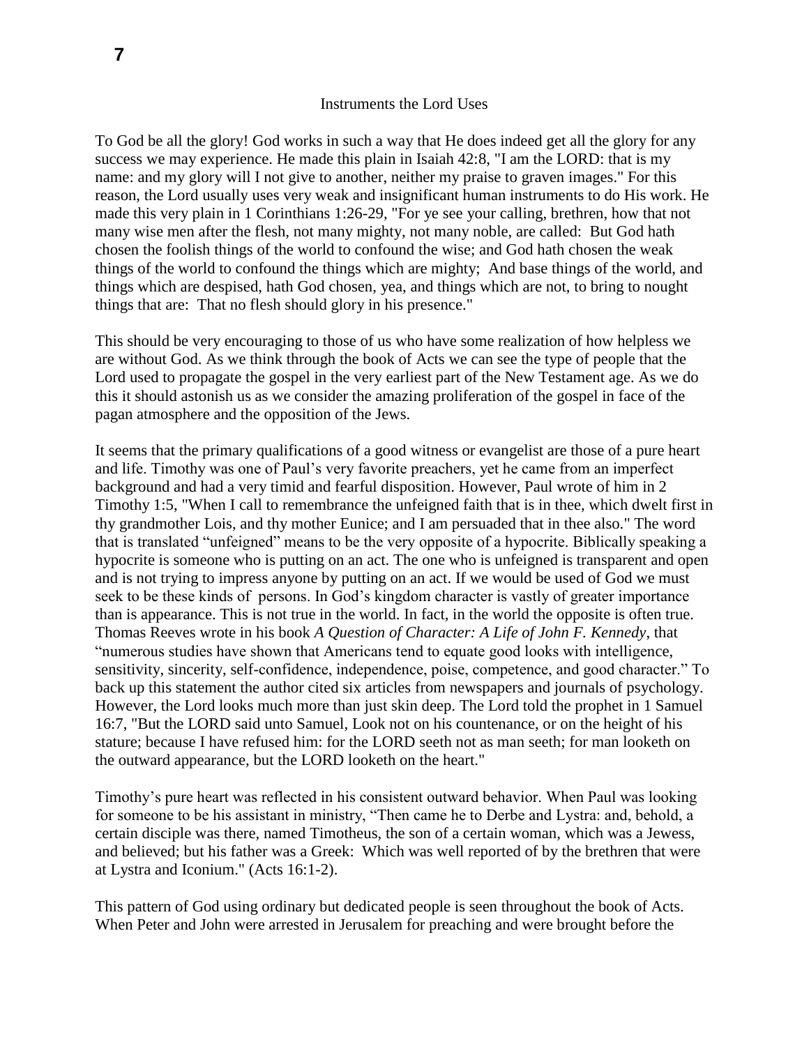## Instruments the Lord Uses

To God be all the glory! God works in such a way that He does indeed get all the glory for any success we may experience. He made this plain in Isaiah 42:8, "I am the LORD: that is my name: and my glory will I not give to another, neither my praise to graven images." For this reason, the Lord usually uses very weak and insignificant human instruments to do His work. He made this very plain in 1 Corinthians 1:26-29, "For ye see your calling, brethren, how that not many wise men after the flesh, not many mighty, not many noble, are called: But God hath chosen the foolish things of the world to confound the wise; and God hath chosen the weak things of the world to confound the things which are mighty; And base things of the world, and things which are despised, hath God chosen, yea, and things which are not, to bring to nought things that are: That no flesh should glory in his presence."

This should be very encouraging to those of us who have some realization of how helpless we are without God. As we think through the book of Acts we can see the type of people that the Lord used to propagate the gospel in the very earliest part of the New Testament age. As we do this it should astonish us as we consider the amazing proliferation of the gospel in face of the pagan atmosphere and the opposition of the Jews.

It seems that the primary qualifications of a good witness or evangelist are those of a pure heart and life. Timothy was one of Paul's very favorite preachers, yet he came from an imperfect background and had a very timid and fearful disposition. However, Paul wrote of him in 2 Timothy 1:5, "When I call to remembrance the unfeigned faith that is in thee, which dwelt first in thy grandmother Lois, and thy mother Eunice; and I am persuaded that in thee also." The word that is translated "unfeigned" means to be the very opposite of a hypocrite. Biblically speaking a hypocrite is someone who is putting on an act. The one who is unfeigned is transparent and open and is not trying to impress anyone by putting on an act. If we would be used of God we must seek to be these kinds of persons. In God's kingdom character is vastly of greater importance than is appearance. This is not true in the world. In fact, in the world the opposite is often true. Thomas Reeves wrote in his book *A Question of Character: A Life of John F. Kennedy*, that "numerous studies have shown that Americans tend to equate good looks with intelligence, sensitivity, sincerity, self-confidence, independence, poise, competence, and good character." To back up this statement the author cited six articles from newspapers and journals of psychology. However, the Lord looks much more than just skin deep. The Lord told the prophet in 1 Samuel 16:7, "But the LORD said unto Samuel, Look not on his countenance, or on the height of his stature; because I have refused him: for the LORD seeth not as man seeth; for man looketh on the outward appearance, but the LORD looketh on the heart."

Timothy's pure heart was reflected in his consistent outward behavior. When Paul was looking for someone to be his assistant in ministry, "Then came he to Derbe and Lystra: and, behold, a certain disciple was there, named Timotheus, the son of a certain woman, which was a Jewess, and believed; but his father was a Greek: Which was well reported of by the brethren that were at Lystra and Iconium." (Acts 16:1-2).

This pattern of God using ordinary but dedicated people is seen throughout the book of Acts. When Peter and John were arrested in Jerusalem for preaching and were brought before the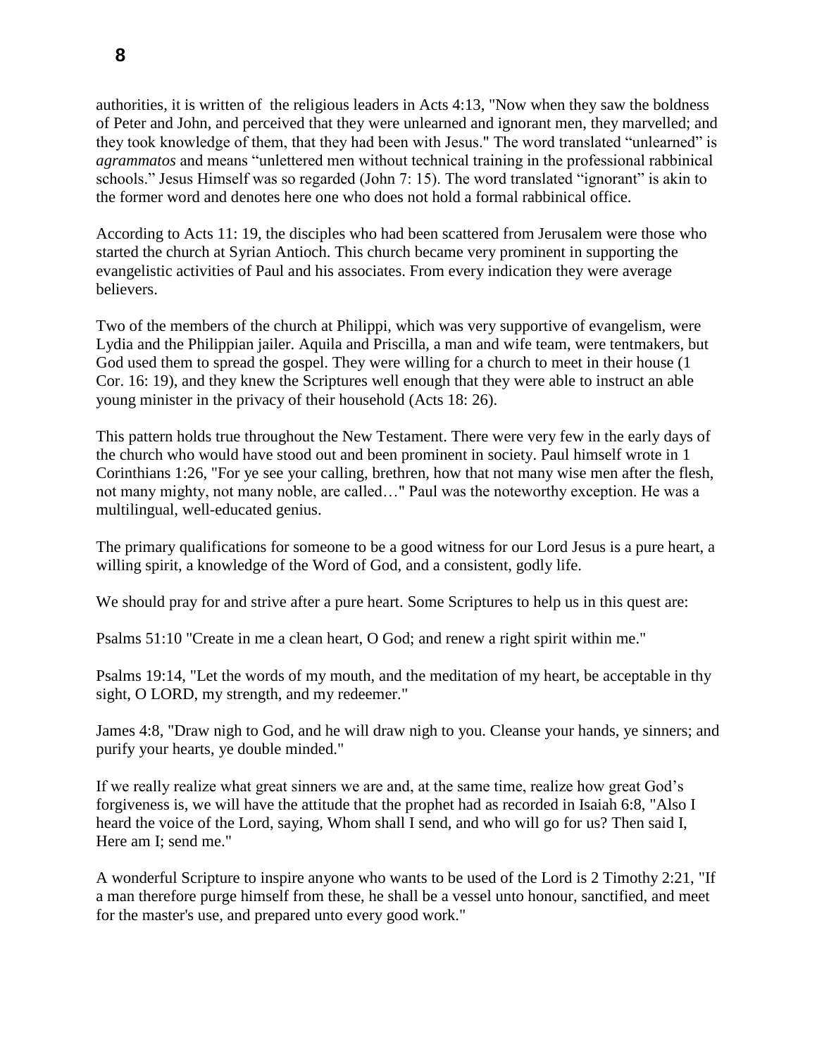authorities, it is written of the religious leaders in Acts 4:13, "Now when they saw the boldness of Peter and John, and perceived that they were unlearned and ignorant men, they marvelled; and they took knowledge of them, that they had been with Jesus." The word translated "unlearned" is *agrammatos* and means "unlettered men without technical training in the professional rabbinical schools." Jesus Himself was so regarded (John 7: 15). The word translated "ignorant" is akin to the former word and denotes here one who does not hold a formal rabbinical office.

According to Acts 11: 19, the disciples who had been scattered from Jerusalem were those who started the church at Syrian Antioch. This church became very prominent in supporting the evangelistic activities of Paul and his associates. From every indication they were average believers.

Two of the members of the church at Philippi, which was very supportive of evangelism, were Lydia and the Philippian jailer. Aquila and Priscilla, a man and wife team, were tentmakers, but God used them to spread the gospel. They were willing for a church to meet in their house (1 Cor. 16: 19), and they knew the Scriptures well enough that they were able to instruct an able young minister in the privacy of their household (Acts 18: 26).

This pattern holds true throughout the New Testament. There were very few in the early days of the church who would have stood out and been prominent in society. Paul himself wrote in 1 Corinthians 1:26, "For ye see your calling, brethren, how that not many wise men after the flesh, not many mighty, not many noble, are called…" Paul was the noteworthy exception. He was a multilingual, well-educated genius.

The primary qualifications for someone to be a good witness for our Lord Jesus is a pure heart, a willing spirit, a knowledge of the Word of God, and a consistent, godly life.

We should pray for and strive after a pure heart. Some Scriptures to help us in this quest are:

Psalms 51:10 "Create in me a clean heart, O God; and renew a right spirit within me."

Psalms 19:14, "Let the words of my mouth, and the meditation of my heart, be acceptable in thy sight, O LORD, my strength, and my redeemer."

James 4:8, "Draw nigh to God, and he will draw nigh to you. Cleanse your hands, ye sinners; and purify your hearts, ye double minded."

If we really realize what great sinners we are and, at the same time, realize how great God's forgiveness is, we will have the attitude that the prophet had as recorded in Isaiah 6:8, "Also I heard the voice of the Lord, saying, Whom shall I send, and who will go for us? Then said I, Here am I; send me."

A wonderful Scripture to inspire anyone who wants to be used of the Lord is 2 Timothy 2:21, "If a man therefore purge himself from these, he shall be a vessel unto honour, sanctified, and meet for the master's use, and prepared unto every good work."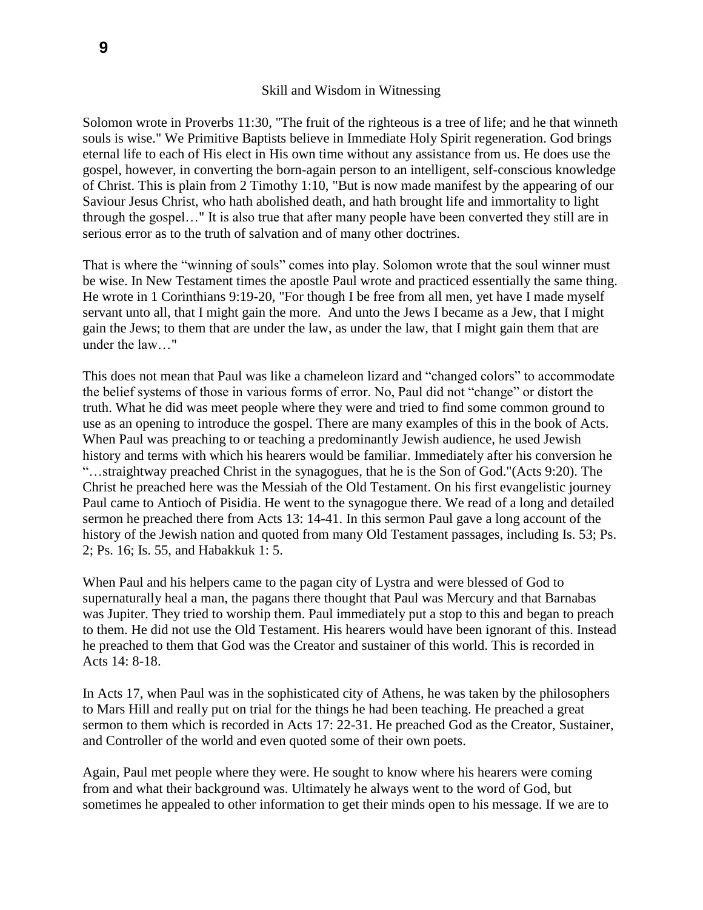## Skill and Wisdom in Witnessing

Solomon wrote in Proverbs 11:30, "The fruit of the righteous is a tree of life; and he that winneth souls is wise." We Primitive Baptists believe in Immediate Holy Spirit regeneration. God brings eternal life to each of His elect in His own time without any assistance from us. He does use the gospel, however, in converting the born-again person to an intelligent, self-conscious knowledge of Christ. This is plain from 2 Timothy 1:10, "But is now made manifest by the appearing of our Saviour Jesus Christ, who hath abolished death, and hath brought life and immortality to light through the gospel…" It is also true that after many people have been converted they still are in serious error as to the truth of salvation and of many other doctrines.

That is where the "winning of souls" comes into play. Solomon wrote that the soul winner must be wise. In New Testament times the apostle Paul wrote and practiced essentially the same thing. He wrote in 1 Corinthians 9:19-20, "For though I be free from all men, yet have I made myself servant unto all, that I might gain the more. And unto the Jews I became as a Jew, that I might gain the Jews; to them that are under the law, as under the law, that I might gain them that are under the law…"

This does not mean that Paul was like a chameleon lizard and "changed colors" to accommodate the belief systems of those in various forms of error. No, Paul did not "change" or distort the truth. What he did was meet people where they were and tried to find some common ground to use as an opening to introduce the gospel. There are many examples of this in the book of Acts. When Paul was preaching to or teaching a predominantly Jewish audience, he used Jewish history and terms with which his hearers would be familiar. Immediately after his conversion he "…straightway preached Christ in the synagogues, that he is the Son of God."(Acts 9:20). The Christ he preached here was the Messiah of the Old Testament. On his first evangelistic journey Paul came to Antioch of Pisidia. He went to the synagogue there. We read of a long and detailed sermon he preached there from Acts 13: 14-41. In this sermon Paul gave a long account of the history of the Jewish nation and quoted from many Old Testament passages, including Is. 53; Ps. 2; Ps. 16; Is. 55, and Habakkuk 1: 5.

When Paul and his helpers came to the pagan city of Lystra and were blessed of God to supernaturally heal a man, the pagans there thought that Paul was Mercury and that Barnabas was Jupiter. They tried to worship them. Paul immediately put a stop to this and began to preach to them. He did not use the Old Testament. His hearers would have been ignorant of this. Instead he preached to them that God was the Creator and sustainer of this world. This is recorded in Acts 14: 8-18.

In Acts 17, when Paul was in the sophisticated city of Athens, he was taken by the philosophers to Mars Hill and really put on trial for the things he had been teaching. He preached a great sermon to them which is recorded in Acts 17: 22-31. He preached God as the Creator, Sustainer, and Controller of the world and even quoted some of their own poets.

Again, Paul met people where they were. He sought to know where his hearers were coming from and what their background was. Ultimately he always went to the word of God, but sometimes he appealed to other information to get their minds open to his message. If we are to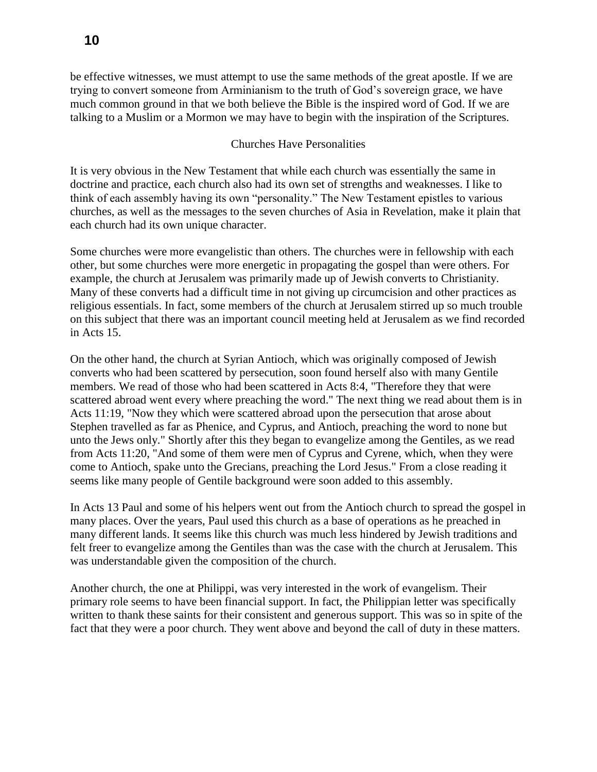be effective witnesses, we must attempt to use the same methods of the great apostle. If we are trying to convert someone from Arminianism to the truth of God's sovereign grace, we have much common ground in that we both believe the Bible is the inspired word of God. If we are talking to a Muslim or a Mormon we may have to begin with the inspiration of the Scriptures.

## Churches Have Personalities

It is very obvious in the New Testament that while each church was essentially the same in doctrine and practice, each church also had its own set of strengths and weaknesses. I like to think of each assembly having its own "personality." The New Testament epistles to various churches, as well as the messages to the seven churches of Asia in Revelation, make it plain that each church had its own unique character.

Some churches were more evangelistic than others. The churches were in fellowship with each other, but some churches were more energetic in propagating the gospel than were others. For example, the church at Jerusalem was primarily made up of Jewish converts to Christianity. Many of these converts had a difficult time in not giving up circumcision and other practices as religious essentials. In fact, some members of the church at Jerusalem stirred up so much trouble on this subject that there was an important council meeting held at Jerusalem as we find recorded in Acts 15.

On the other hand, the church at Syrian Antioch, which was originally composed of Jewish converts who had been scattered by persecution, soon found herself also with many Gentile members. We read of those who had been scattered in Acts 8:4, "Therefore they that were scattered abroad went every where preaching the word." The next thing we read about them is in Acts 11:19, "Now they which were scattered abroad upon the persecution that arose about Stephen travelled as far as Phenice, and Cyprus, and Antioch, preaching the word to none but unto the Jews only." Shortly after this they began to evangelize among the Gentiles, as we read from Acts 11:20, "And some of them were men of Cyprus and Cyrene, which, when they were come to Antioch, spake unto the Grecians, preaching the Lord Jesus." From a close reading it seems like many people of Gentile background were soon added to this assembly.

In Acts 13 Paul and some of his helpers went out from the Antioch church to spread the gospel in many places. Over the years, Paul used this church as a base of operations as he preached in many different lands. It seems like this church was much less hindered by Jewish traditions and felt freer to evangelize among the Gentiles than was the case with the church at Jerusalem. This was understandable given the composition of the church.

Another church, the one at Philippi, was very interested in the work of evangelism. Their primary role seems to have been financial support. In fact, the Philippian letter was specifically written to thank these saints for their consistent and generous support. This was so in spite of the fact that they were a poor church. They went above and beyond the call of duty in these matters.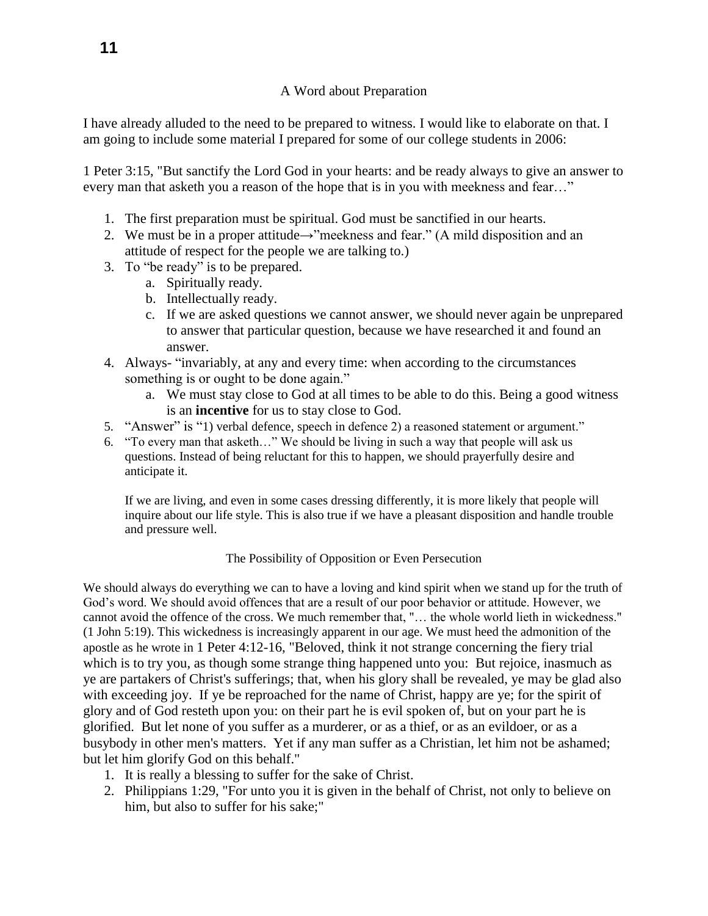## A Word about Preparation

I have already alluded to the need to be prepared to witness. I would like to elaborate on that. I am going to include some material I prepared for some of our college students in 2006:

1 Peter 3:15, "But sanctify the Lord God in your hearts: and be ready always to give an answer to every man that asketh you a reason of the hope that is in you with meekness and fear…"

1. The first preparation must be spiritual. God must be sanctified in our hearts.
2. We must be in a proper attitude→"meekness and fear." (A mild disposition and an attitude of respect for the people we are talking to.)
3. To "be ready" is to be prepared.
   a. Spiritually ready.
   b. Intellectually ready.
   c. If we are asked questions we cannot answer, we should never again be unprepared to answer that particular question, because we have researched it and found an answer.
4. Always- "invariably, at any and every time: when according to the circumstances something is or ought to be done again."
   a. We must stay close to God at all times to be able to do this. Being a good witness is an **incentive** for us to stay close to God.
5. "Answer" is "1) verbal defence, speech in defence 2) a reasoned statement or argument."
6. "To every man that asketh…" We should be living in such a way that people will ask us questions. Instead of being reluctant for this to happen, we should prayerfully desire and anticipate it.

   If we are living, and even in some cases dressing differently, it is more likely that people will inquire about our life style. This is also true if we have a pleasant disposition and handle trouble and pressure well.

## The Possibility of Opposition or Even Persecution

We should always do everything we can to have a loving and kind spirit when we stand up for the truth of God's word. We should avoid offences that are a result of our poor behavior or attitude. However, we cannot avoid the offence of the cross. We much remember that, "… the whole world lieth in wickedness." (1 John 5:19). This wickedness is increasingly apparent in our age. We must heed the admonition of the apostle as he wrote in 1 Peter 4:12-16, "Beloved, think it not strange concerning the fiery trial which is to try you, as though some strange thing happened unto you: But rejoice, inasmuch as ye are partakers of Christ's sufferings; that, when his glory shall be revealed, ye may be glad also with exceeding joy. If ye be reproached for the name of Christ, happy are ye; for the spirit of glory and of God resteth upon you: on their part he is evil spoken of, but on your part he is glorified. But let none of you suffer as a murderer, or as a thief, or as an evildoer, or as a busybody in other men's matters. Yet if any man suffer as a Christian, let him not be ashamed; but let him glorify God on this behalf."

1. It is really a blessing to suffer for the sake of Christ.
2. Philippians 1:29, "For unto you it is given in the behalf of Christ, not only to believe on him, but also to suffer for his sake;"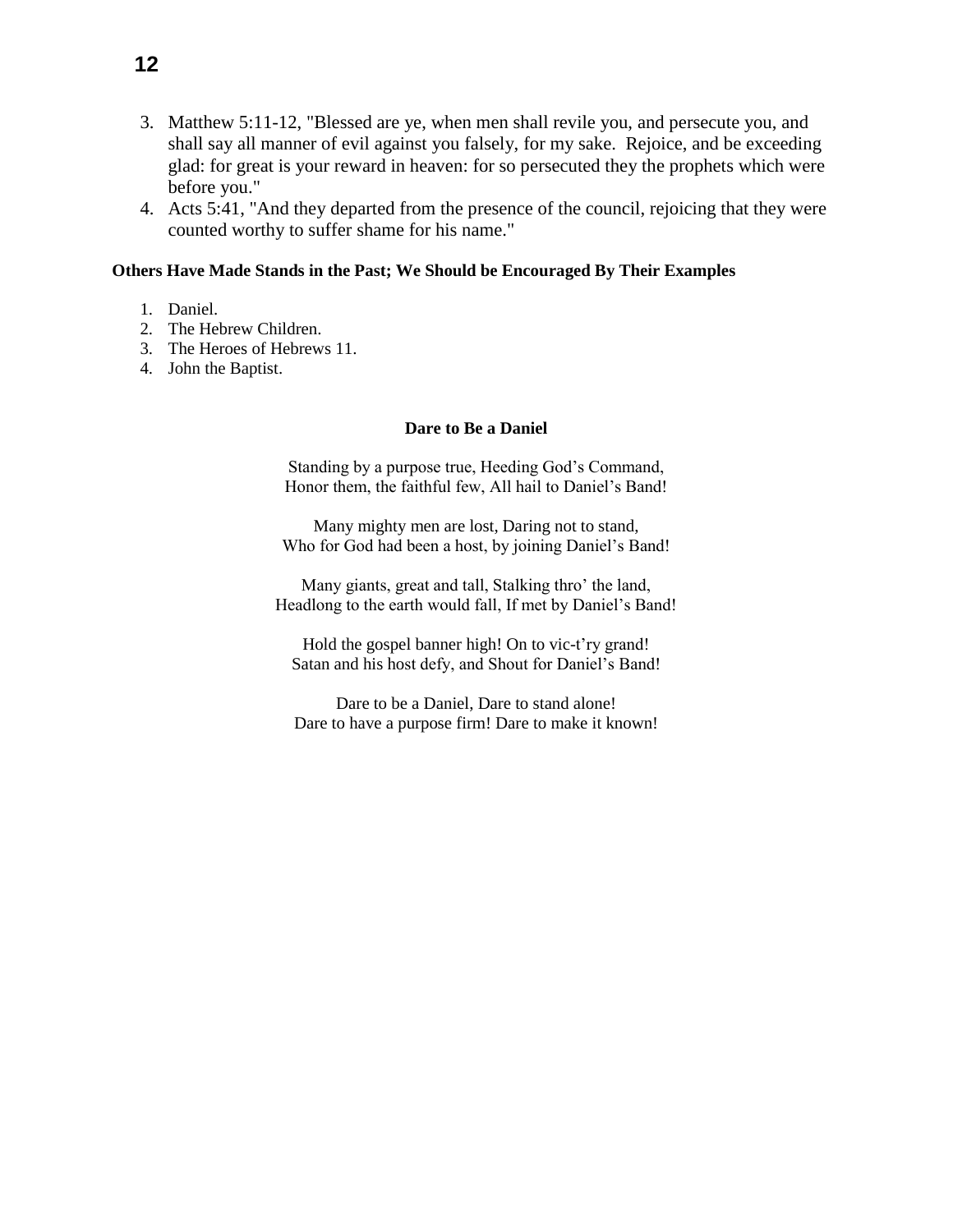3. Matthew 5:11-12, "Blessed are ye, when men shall revile you, and persecute you, and shall say all manner of evil against you falsely, for my sake. Rejoice, and be exceeding glad: for great is your reward in heaven: for so persecuted they the prophets which were before you."
4. Acts 5:41, "And they departed from the presence of the council, rejoicing that they were counted worthy to suffer shame for his name."

**Others Have Made Stands in the Past; We Should be Encouraged By Their Examples**

1. Daniel.
2. The Hebrew Children.
3. The Heroes of Hebrews 11.
4. John the Baptist.

**Dare to Be a Daniel**

Standing by a purpose true, Heeding God's Command,
Honor them, the faithful few, All hail to Daniel's Band!

Many mighty men are lost, Daring not to stand,
Who for God had been a host, by joining Daniel's Band!

Many giants, great and tall, Stalking thro' the land,
Headlong to the earth would fall, If met by Daniel's Band!

Hold the gospel banner high! On to vic-t'ry grand!
Satan and his host defy, and Shout for Daniel's Band!

Dare to be a Daniel, Dare to stand alone!
Dare to have a purpose firm! Dare to make it known!